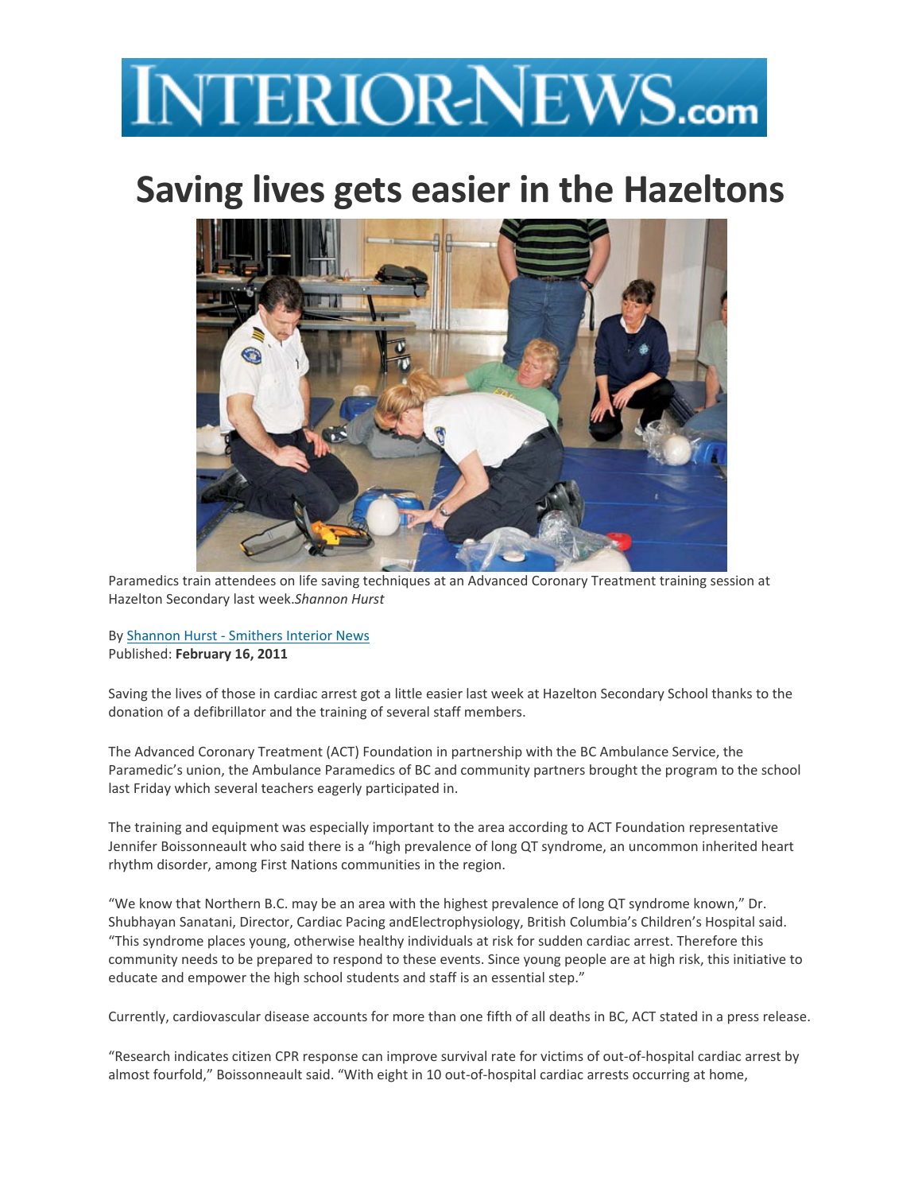# INTERIOR-NEWS.com

# Saving lives gets easier in the Hazeltons

Paramedics train attendees on life saving techniques at an Advanced Coronary Treatment training session at Hazelton Secondary last week.*Shannon Hurst*

By Shannon Hurst - Smithers Interior News
Published: **February 16, 2011**

Saving the lives of those in cardiac arrest got a little easier last week at Hazelton Secondary School thanks to the donation of a defibrillator and the training of several staff members.

The Advanced Coronary Treatment (ACT) Foundation in partnership with the BC Ambulance Service, the Paramedic's union, the Ambulance Paramedics of BC and community partners brought the program to the school last Friday which several teachers eagerly participated in.

The training and equipment was especially important to the area according to ACT Foundation representative Jennifer Boissonneault who said there is a "high prevalence of long QT syndrome, an uncommon inherited heart rhythm disorder, among First Nations communities in the region.

"We know that Northern B.C. may be an area with the highest prevalence of long QT syndrome known," Dr. Shubhayan Sanatani, Director, Cardiac Pacing andElectrophysiology, British Columbia's Children's Hospital said. "This syndrome places young, otherwise healthy individuals at risk for sudden cardiac arrest. Therefore this community needs to be prepared to respond to these events. Since young people are at high risk, this initiative to educate and empower the high school students and staff is an essential step."

Currently, cardiovascular disease accounts for more than one fifth of all deaths in BC, ACT stated in a press release.

"Research indicates citizen CPR response can improve survival rate for victims of out-of-hospital cardiac arrest by almost fourfold," Boissonneault said. "With eight in 10 out-of-hospital cardiac arrests occurring at home,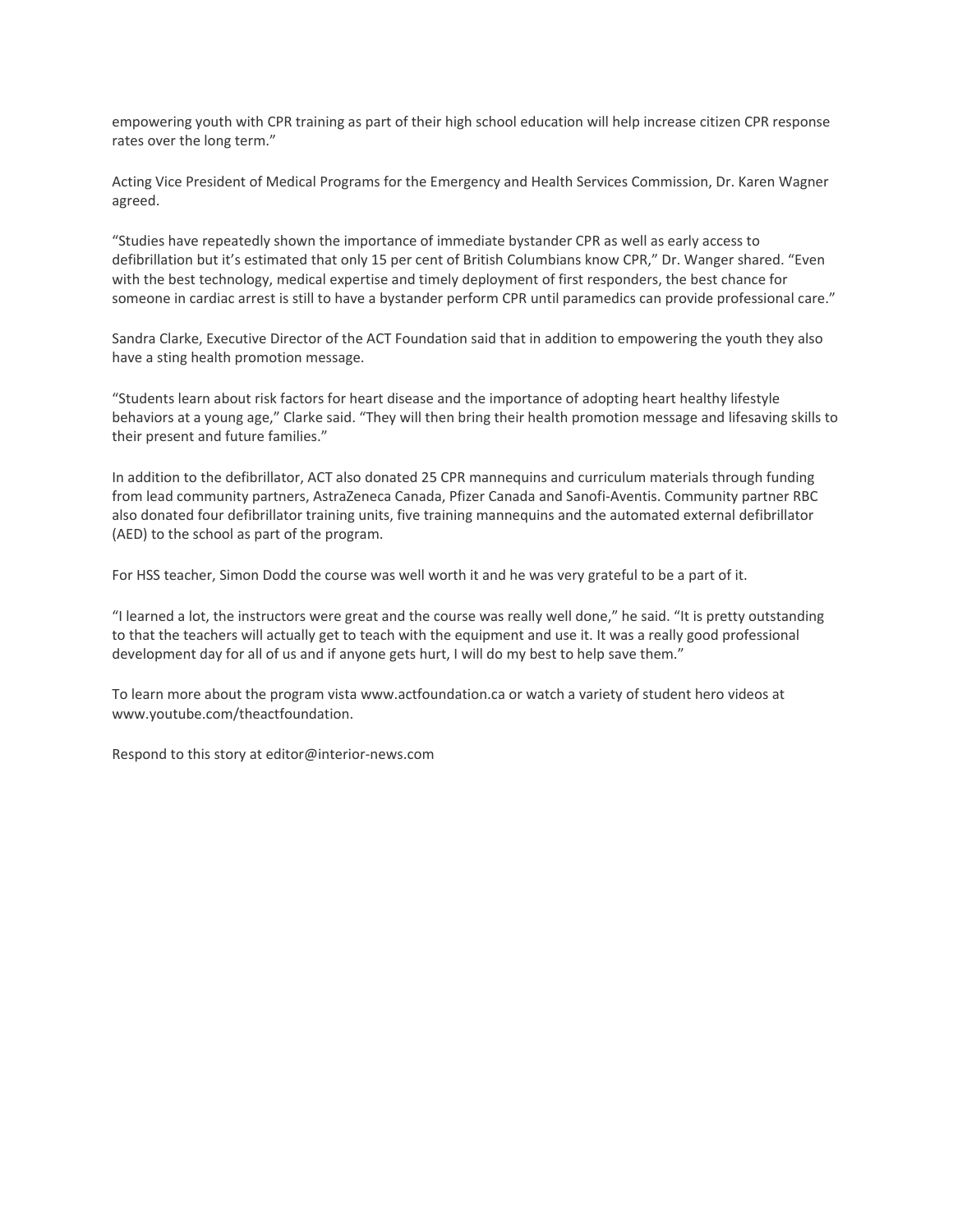empowering youth with CPR training as part of their high school education will help increase citizen CPR response rates over the long term."

Acting Vice President of Medical Programs for the Emergency and Health Services Commission, Dr. Karen Wagner agreed.

"Studies have repeatedly shown the importance of immediate bystander CPR as well as early access to defibrillation but it's estimated that only 15 per cent of British Columbians know CPR," Dr. Wanger shared. "Even with the best technology, medical expertise and timely deployment of first responders, the best chance for someone in cardiac arrest is still to have a bystander perform CPR until paramedics can provide professional care."

Sandra Clarke, Executive Director of the ACT Foundation said that in addition to empowering the youth they also have a sting health promotion message.

"Students learn about risk factors for heart disease and the importance of adopting heart healthy lifestyle behaviors at a young age," Clarke said. "They will then bring their health promotion message and lifesaving skills to their present and future families."

In addition to the defibrillator, ACT also donated 25 CPR mannequins and curriculum materials through funding from lead community partners, AstraZeneca Canada, Pfizer Canada and Sanofi-Aventis. Community partner RBC also donated four defibrillator training units, five training mannequins and the automated external defibrillator (AED) to the school as part of the program.

For HSS teacher, Simon Dodd the course was well worth it and he was very grateful to be a part of it.

"I learned a lot, the instructors were great and the course was really well done," he said. "It is pretty outstanding to that the teachers will actually get to teach with the equipment and use it. It was a really good professional development day for all of us and if anyone gets hurt, I will do my best to help save them."

To learn more about the program vista www.actfoundation.ca or watch a variety of student hero videos at www.youtube.com/theactfoundation.

Respond to this story at editor@interior-news.com